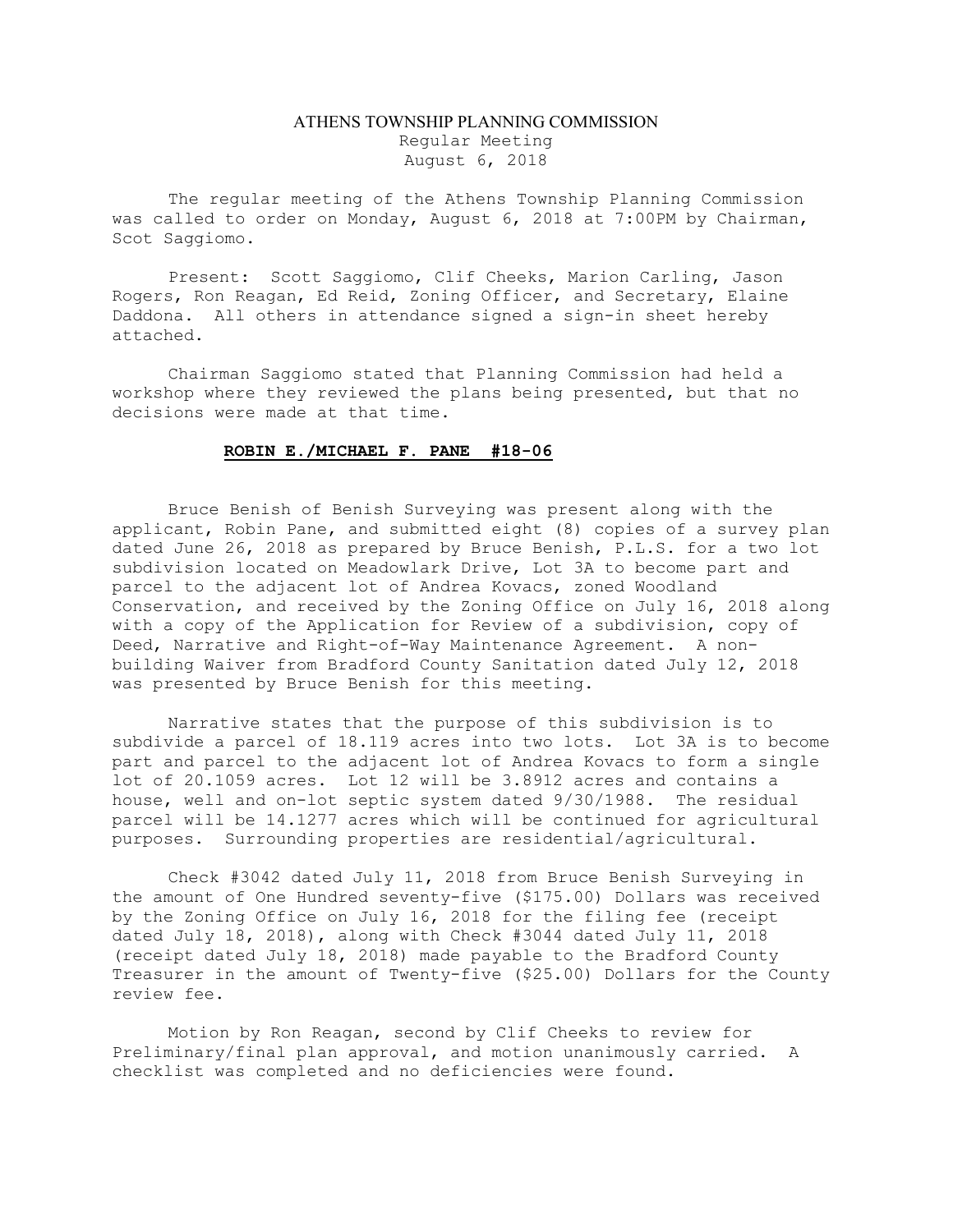# ATHENS TOWNSHIP PLANNING COMMISSION

Regular Meeting
August 6, 2018

The regular meeting of the Athens Township Planning Commission was called to order on Monday, August 6, 2018 at 7:00PM by Chairman, Scot Saggiomo.

Present: Scott Saggiomo, Clif Cheeks, Marion Carling, Jason Rogers, Ron Reagan, Ed Reid, Zoning Officer, and Secretary, Elaine Daddona. All others in attendance signed a sign-in sheet hereby attached.

Chairman Saggiomo stated that Planning Commission had held a workshop where they reviewed the plans being presented, but that no decisions were made at that time.

**ROBIN E./MICHAEL F. PANE #18-06**

Bruce Benish of Benish Surveying was present along with the applicant, Robin Pane, and submitted eight (8) copies of a survey plan dated June 26, 2018 as prepared by Bruce Benish, P.L.S. for a two lot subdivision located on Meadowlark Drive, Lot 3A to become part and parcel to the adjacent lot of Andrea Kovacs, zoned Woodland Conservation, and received by the Zoning Office on July 16, 2018 along with a copy of the Application for Review of a subdivision, copy of Deed, Narrative and Right-of-Way Maintenance Agreement. A non-building Waiver from Bradford County Sanitation dated July 12, 2018 was presented by Bruce Benish for this meeting.

Narrative states that the purpose of this subdivision is to subdivide a parcel of 18.119 acres into two lots. Lot 3A is to become part and parcel to the adjacent lot of Andrea Kovacs to form a single lot of 20.1059 acres. Lot 12 will be 3.8912 acres and contains a house, well and on-lot septic system dated 9/30/1988. The residual parcel will be 14.1277 acres which will be continued for agricultural purposes. Surrounding properties are residential/agricultural.

Check #3042 dated July 11, 2018 from Bruce Benish Surveying in the amount of One Hundred seventy-five ($175.00) Dollars was received by the Zoning Office on July 16, 2018 for the filing fee (receipt dated July 18, 2018), along with Check #3044 dated July 11, 2018 (receipt dated July 18, 2018) made payable to the Bradford County Treasurer in the amount of Twenty-five ($25.00) Dollars for the County review fee.

Motion by Ron Reagan, second by Clif Cheeks to review for Preliminary/final plan approval, and motion unanimously carried. A checklist was completed and no deficiencies were found.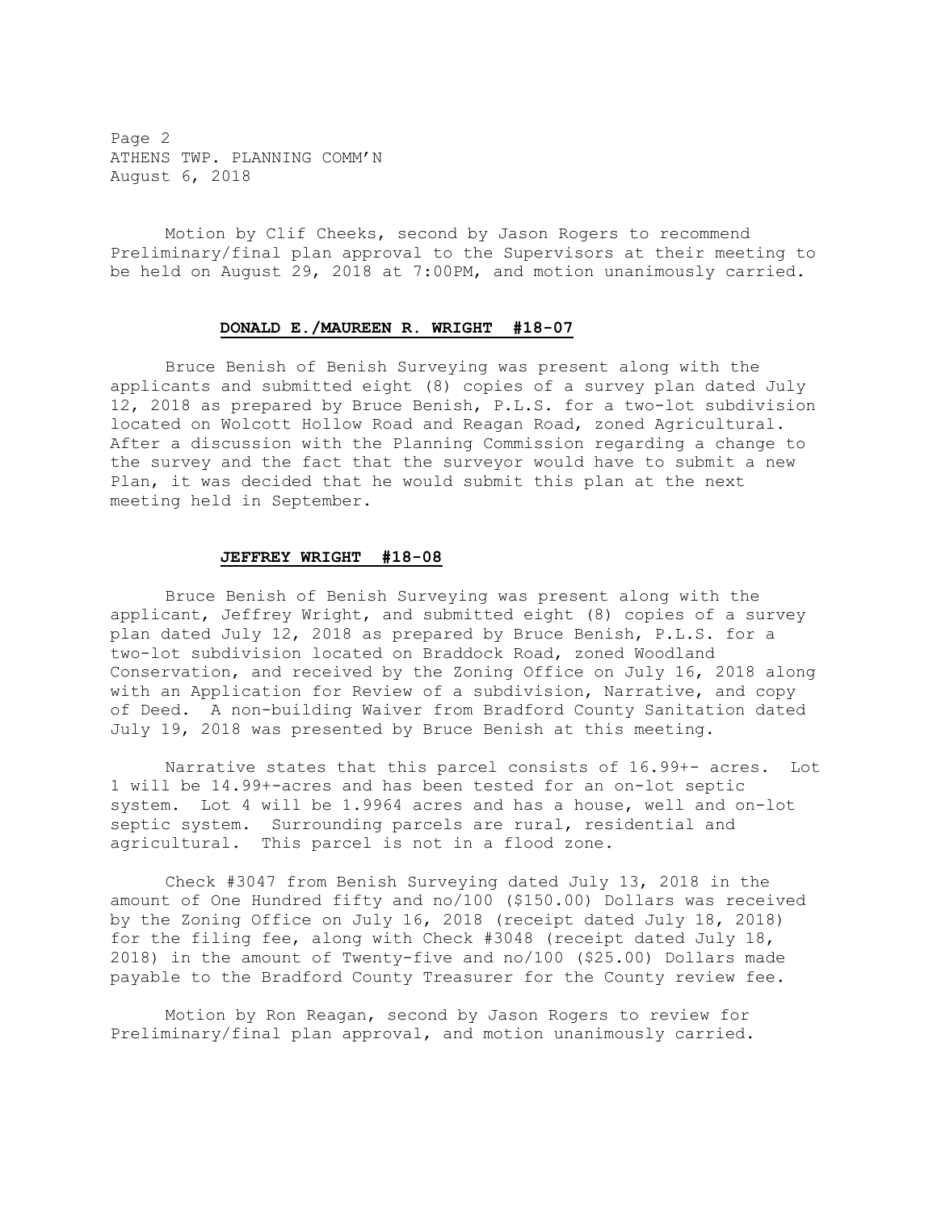Motion by Clif Cheeks, second by Jason Rogers to recommend Preliminary/final plan approval to the Supervisors at their meeting to be held on August 29, 2018 at 7:00PM, and motion unanimously carried.

### DONALD E./MAUREEN R. WRIGHT #18-07

Bruce Benish of Benish Surveying was present along with the applicants and submitted eight (8) copies of a survey plan dated July 12, 2018 as prepared by Bruce Benish, P.L.S. for a two-lot subdivision located on Wolcott Hollow Road and Reagan Road, zoned Agricultural. After a discussion with the Planning Commission regarding a change to the survey and the fact that the surveyor would have to submit a new Plan, it was decided that he would submit this plan at the next meeting held in September.

### JEFFREY WRIGHT #18-08

Bruce Benish of Benish Surveying was present along with the applicant, Jeffrey Wright, and submitted eight (8) copies of a survey plan dated July 12, 2018 as prepared by Bruce Benish, P.L.S. for a two-lot subdivision located on Braddock Road, zoned Woodland Conservation, and received by the Zoning Office on July 16, 2018 along with an Application for Review of a subdivision, Narrative, and copy of Deed. A non-building Waiver from Bradford County Sanitation dated July 19, 2018 was presented by Bruce Benish at this meeting.

Narrative states that this parcel consists of 16.99+- acres. Lot 1 will be 14.99+-acres and has been tested for an on-lot septic system. Lot 4 will be 1.9964 acres and has a house, well and on-lot septic system. Surrounding parcels are rural, residential and agricultural. This parcel is not in a flood zone.

Check #3047 from Benish Surveying dated July 13, 2018 in the amount of One Hundred fifty and no/100 ($150.00) Dollars was received by the Zoning Office on July 16, 2018 (receipt dated July 18, 2018) for the filing fee, along with Check #3048 (receipt dated July 18, 2018) in the amount of Twenty-five and no/100 ($25.00) Dollars made payable to the Bradford County Treasurer for the County review fee.

Motion by Ron Reagan, second by Jason Rogers to review for Preliminary/final plan approval, and motion unanimously carried.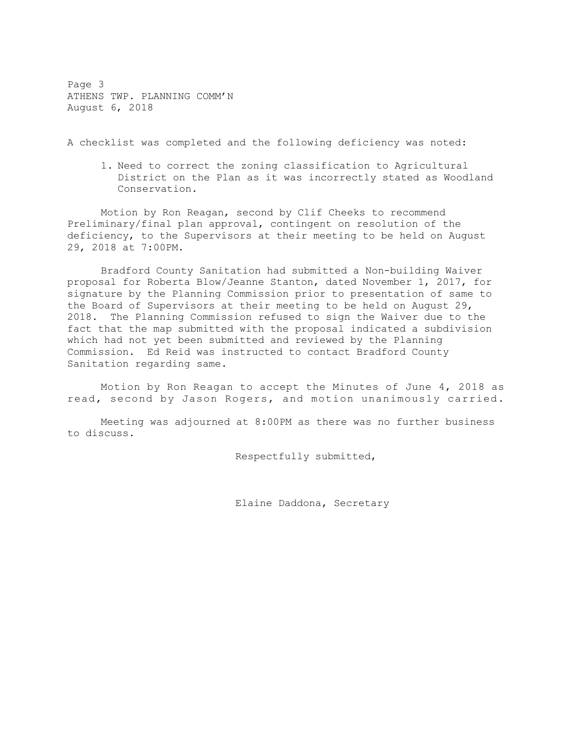A checklist was completed and the following deficiency was noted:

1. Need to correct the zoning classification to Agricultural District on the Plan as it was incorrectly stated as Woodland Conservation.

Motion by Ron Reagan, second by Clif Cheeks to recommend Preliminary/final plan approval, contingent on resolution of the deficiency, to the Supervisors at their meeting to be held on August 29, 2018 at 7:00PM.

Bradford County Sanitation had submitted a Non-building Waiver proposal for Roberta Blow/Jeanne Stanton, dated November 1, 2017, for signature by the Planning Commission prior to presentation of same to the Board of Supervisors at their meeting to be held on August 29, 2018. The Planning Commission refused to sign the Waiver due to the fact that the map submitted with the proposal indicated a subdivision which had not yet been submitted and reviewed by the Planning Commission. Ed Reid was instructed to contact Bradford County Sanitation regarding same.

Motion by Ron Reagan to accept the Minutes of June 4, 2018 as read, second by Jason Rogers, and motion unanimously carried.

Meeting was adjourned at 8:00PM as there was no further business to discuss.

Respectfully submitted,

Elaine Daddona, Secretary